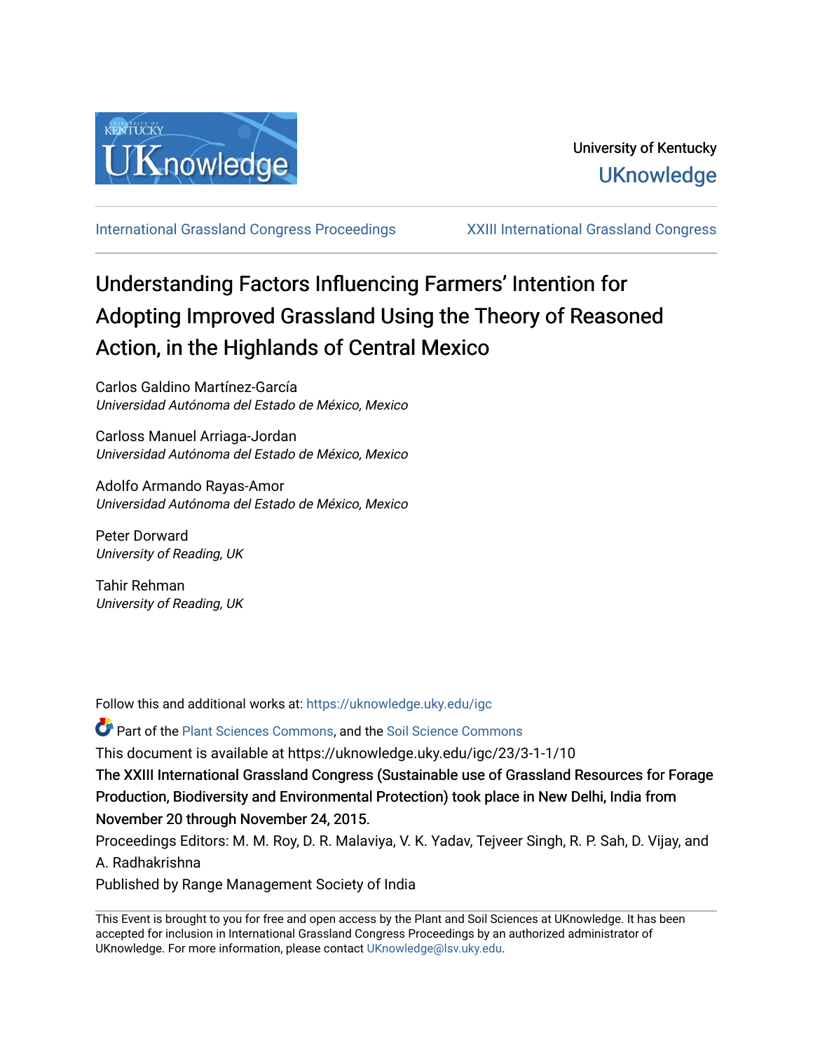University of Kentucky

UKnowledge

International Grassland Congress Proceedings | XXIII International Grassland Congress

# Understanding Factors Influencing Farmers' Intention for Adopting Improved Grassland Using the Theory of Reasoned Action, in the Highlands of Central Mexico

Carlos Galdino Martínez-García
*Universidad Autónoma del Estado de México, Mexico*

Carloss Manuel Arriaga-Jordan
*Universidad Autónoma del Estado de México, Mexico*

Adolfo Armando Rayas-Amor
*Universidad Autónoma del Estado de México, Mexico*

Peter Dorward
*University of Reading, UK*

Tahir Rehman
*University of Reading, UK*

Follow this and additional works at: https://uknowledge.uky.edu/igc

Part of the Plant Sciences Commons, and the Soil Science Commons

This document is available at https://uknowledge.uky.edu/igc/23/3-1-1/10

The XXIII International Grassland Congress (Sustainable use of Grassland Resources for Forage Production, Biodiversity and Environmental Protection) took place in New Delhi, India from November 20 through November 24, 2015.

Proceedings Editors: M. M. Roy, D. R. Malaviya, V. K. Yadav, Tejveer Singh, R. P. Sah, D. Vijay, and A. Radhakrishna

Published by Range Management Society of India

This Event is brought to you for free and open access by the Plant and Soil Sciences at UKnowledge. It has been accepted for inclusion in International Grassland Congress Proceedings by an authorized administrator of UKnowledge. For more information, please contact UKnowledge@lsv.uky.edu.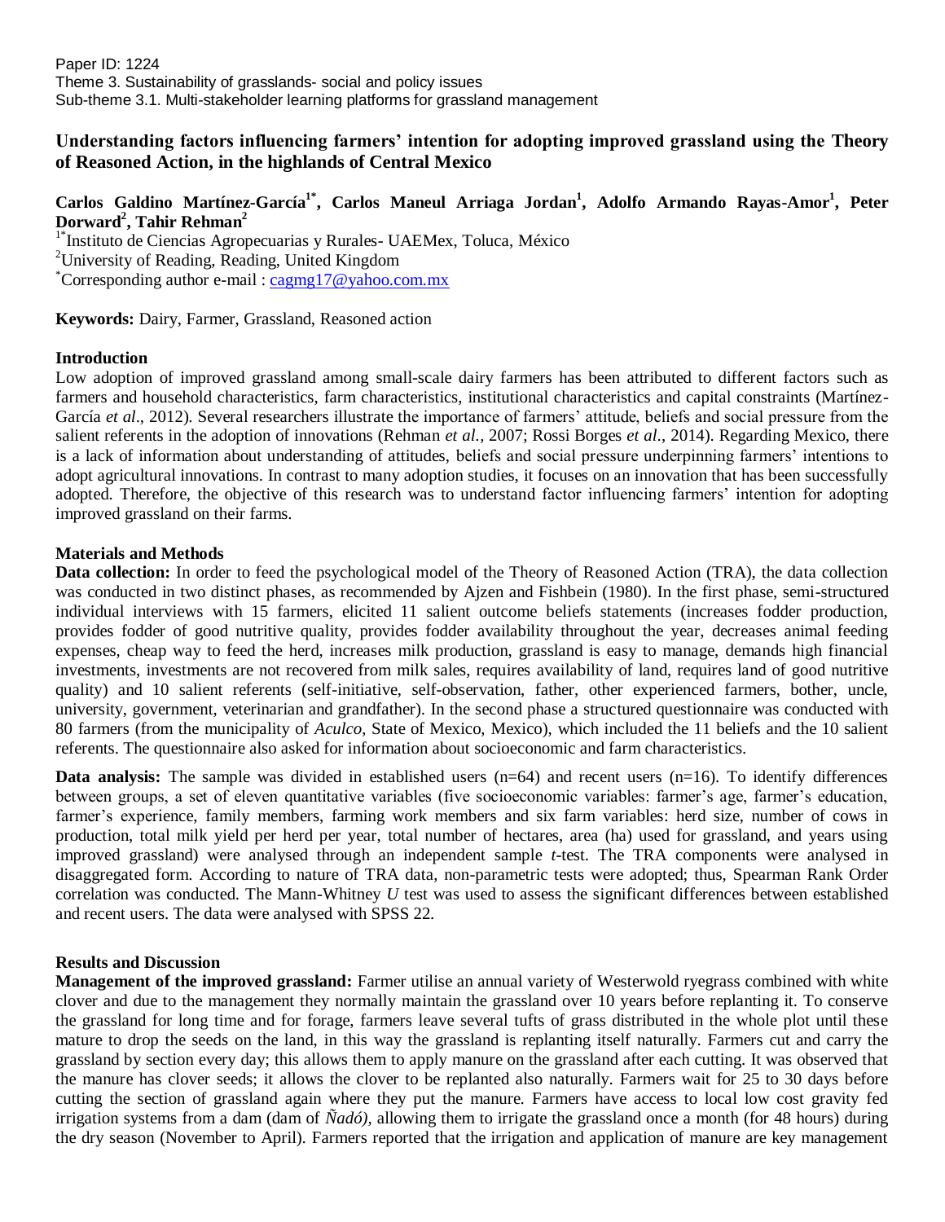Paper ID: 1224
Theme 3. Sustainability of grasslands- social and policy issues
Sub-theme 3.1. Multi-stakeholder learning platforms for grassland management

# Understanding factors influencing farmers' intention for adopting improved grassland using the Theory of Reasoned Action, in the highlands of Central Mexico

**Carlos Galdino Martínez-García[1*], Carlos Maneul Arriaga Jordan[1], Adolfo Armando Rayas-Amor[1], Peter Dorward[2], Tahir Rehman[2]**

[1*]Instituto de Ciencias Agropecuarias y Rurales- UAEMex, Toluca, México
[2]University of Reading, Reading, United Kingdom
[*]Corresponding author e-mail : cagmg17@yahoo.com.mx

**Keywords:** Dairy, Farmer, Grassland, Reasoned action

## Introduction

Low adoption of improved grassland among small-scale dairy farmers has been attributed to different factors such as farmers and household characteristics, farm characteristics, institutional characteristics and capital constraints (Martínez-García *et al*., 2012). Several researchers illustrate the importance of farmers' attitude, beliefs and social pressure from the salient referents in the adoption of innovations (Rehman *et al.,* 2007; Rossi Borges *et al*., 2014). Regarding Mexico, there is a lack of information about understanding of attitudes, beliefs and social pressure underpinning farmers' intentions to adopt agricultural innovations. In contrast to many adoption studies, it focuses on an innovation that has been successfully adopted. Therefore, the objective of this research was to understand factor influencing farmers' intention for adopting improved grassland on their farms.

## Materials and Methods

**Data collection:** In order to feed the psychological model of the Theory of Reasoned Action (TRA), the data collection was conducted in two distinct phases, as recommended by Ajzen and Fishbein (1980). In the first phase, semi-structured individual interviews with 15 farmers, elicited 11 salient outcome beliefs statements (increases fodder production, provides fodder of good nutritive quality, provides fodder availability throughout the year, decreases animal feeding expenses, cheap way to feed the herd, increases milk production, grassland is easy to manage, demands high financial investments, investments are not recovered from milk sales, requires availability of land, requires land of good nutritive quality) and 10 salient referents (self-initiative, self-observation, father, other experienced farmers, bother, uncle, university, government, veterinarian and grandfather). In the second phase a structured questionnaire was conducted with 80 farmers (from the municipality of *Aculco,* State of Mexico, Mexico), which included the 11 beliefs and the 10 salient referents. The questionnaire also asked for information about socioeconomic and farm characteristics.

**Data analysis:** The sample was divided in established users (n=64) and recent users (n=16). To identify differences between groups, a set of eleven quantitative variables (five socioeconomic variables: farmer's age, farmer's education, farmer's experience, family members, farming work members and six farm variables: herd size, number of cows in production, total milk yield per herd per year, total number of hectares, area (ha) used for grassland, and years using improved grassland) were analysed through an independent sample *t*-test. The TRA components were analysed in disaggregated form. According to nature of TRA data, non-parametric tests were adopted; thus, Spearman Rank Order correlation was conducted. The Mann-Whitney *U* test was used to assess the significant differences between established and recent users. The data were analysed with SPSS 22.

## Results and Discussion

**Management of the improved grassland:** Farmer utilise an annual variety of Westerwold ryegrass combined with white clover and due to the management they normally maintain the grassland over 10 years before replanting it. To conserve the grassland for long time and for forage, farmers leave several tufts of grass distributed in the whole plot until these mature to drop the seeds on the land, in this way the grassland is replanting itself naturally. Farmers cut and carry the grassland by section every day; this allows them to apply manure on the grassland after each cutting. It was observed that the manure has clover seeds; it allows the clover to be replanted also naturally. Farmers wait for 25 to 30 days before cutting the section of grassland again where they put the manure. Farmers have access to local low cost gravity fed irrigation systems from a dam (dam of *Ñadó),* allowing them to irrigate the grassland once a month (for 48 hours) during the dry season (November to April). Farmers reported that the irrigation and application of manure are key management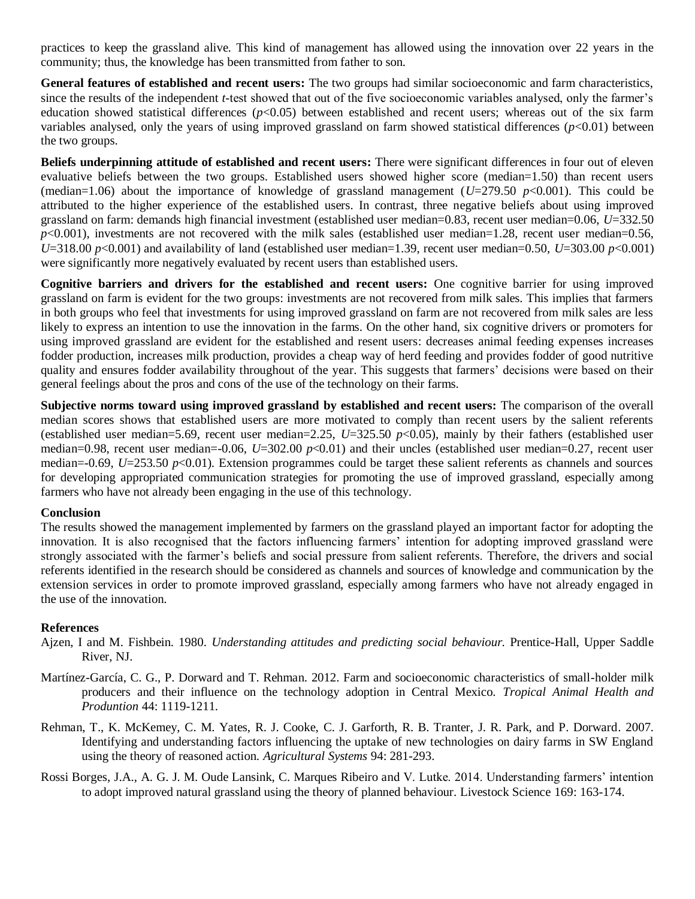practices to keep the grassland alive. This kind of management has allowed using the innovation over 22 years in the community; thus, the knowledge has been transmitted from father to son.

**General features of established and recent users:** The two groups had similar socioeconomic and farm characteristics, since the results of the independent *t*-test showed that out of the five socioeconomic variables analysed, only the farmer's education showed statistical differences ($p<0.05$) between established and recent users; whereas out of the six farm variables analysed, only the years of using improved grassland on farm showed statistical differences ($p<0.01$) between the two groups.

**Beliefs underpinning attitude of established and recent users:** There were significant differences in four out of eleven evaluative beliefs between the two groups. Established users showed higher score (median=1.50) than recent users (median=1.06) about the importance of knowledge of grassland management ($U$=279.50 $p<0.001$). This could be attributed to the higher experience of the established users. In contrast, three negative beliefs about using improved grassland on farm: demands high financial investment (established user median=0.83, recent user median=0.06, $U$=332.50 $p<0.001$), investments are not recovered with the milk sales (established user median=1.28, recent user median=0.56, $U$=318.00 $p<0.001$) and availability of land (established user median=1.39, recent user median=0.50, $U$=303.00 $p<0.001$) were significantly more negatively evaluated by recent users than established users.

**Cognitive barriers and drivers for the established and recent users:** One cognitive barrier for using improved grassland on farm is evident for the two groups: investments are not recovered from milk sales. This implies that farmers in both groups who feel that investments for using improved grassland on farm are not recovered from milk sales are less likely to express an intention to use the innovation in the farms. On the other hand, six cognitive drivers or promoters for using improved grassland are evident for the established and resent users: decreases animal feeding expenses increases fodder production, increases milk production, provides a cheap way of herd feeding and provides fodder of good nutritive quality and ensures fodder availability throughout of the year. This suggests that farmers' decisions were based on their general feelings about the pros and cons of the use of the technology on their farms.

**Subjective norms toward using improved grassland by established and recent users:** The comparison of the overall median scores shows that established users are more motivated to comply than recent users by the salient referents (established user median=5.69, recent user median=2.25, $U$=325.50 $p<0.05$), mainly by their fathers (established user median=0.98, recent user median=-0.06, $U$=302.00 $p<0.01$) and their uncles (established user median=0.27, recent user median=-0.69, $U$=253.50 $p<0.01$). Extension programmes could be target these salient referents as channels and sources for developing appropriated communication strategies for promoting the use of improved grassland, especially among farmers who have not already been engaging in the use of this technology.

## Conclusion

The results showed the management implemented by farmers on the grassland played an important factor for adopting the innovation. It is also recognised that the factors influencing farmers' intention for adopting improved grassland were strongly associated with the farmer's beliefs and social pressure from salient referents. Therefore, the drivers and social referents identified in the research should be considered as channels and sources of knowledge and communication by the extension services in order to promote improved grassland, especially among farmers who have not already engaged in the use of the innovation.

## References

Ajzen, I and M. Fishbein. 1980. *Understanding attitudes and predicting social behaviour.* Prentice-Hall, Upper Saddle River, NJ.

Martínez-García, C. G., P. Dorward and T. Rehman. 2012. Farm and socioeconomic characteristics of small-holder milk producers and their influence on the technology adoption in Central Mexico. *Tropical Animal Health and Prodution* 44: 1119-1211.

Rehman, T., K. McKemey, C. M. Yates, R. J. Cooke, C. J. Garforth, R. B. Tranter, J. R. Park, and P. Dorward. 2007. Identifying and understanding factors influencing the uptake of new technologies on dairy farms in SW England using the theory of reasoned action. *Agricultural Systems* 94: 281-293.

Rossi Borges, J.A., A. G. J. M. Oude Lansink, C. Marques Ribeiro and V. Lutke. 2014. Understanding farmers' intention to adopt improved natural grassland using the theory of planned behaviour. Livestock Science 169: 163-174.